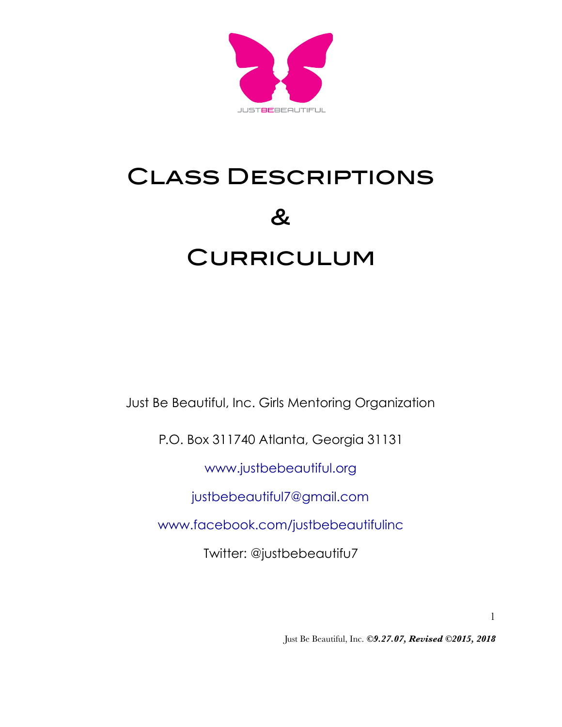JUSTBEBEAUTIFUL

# Class Descriptions & Curriculum

Just Be Beautiful, Inc. Girls Mentoring Organization

P.O. Box 311740 Atlanta, Georgia 31131

www.justbebeautiful.org

justbebeautiful7@gmail.com

www.facebook.com/justbebeautifulinc

Twitter: @justbebeautifu7

Just Be Beautiful, Inc. ***©9.27.07, Revised ©2015, 2018***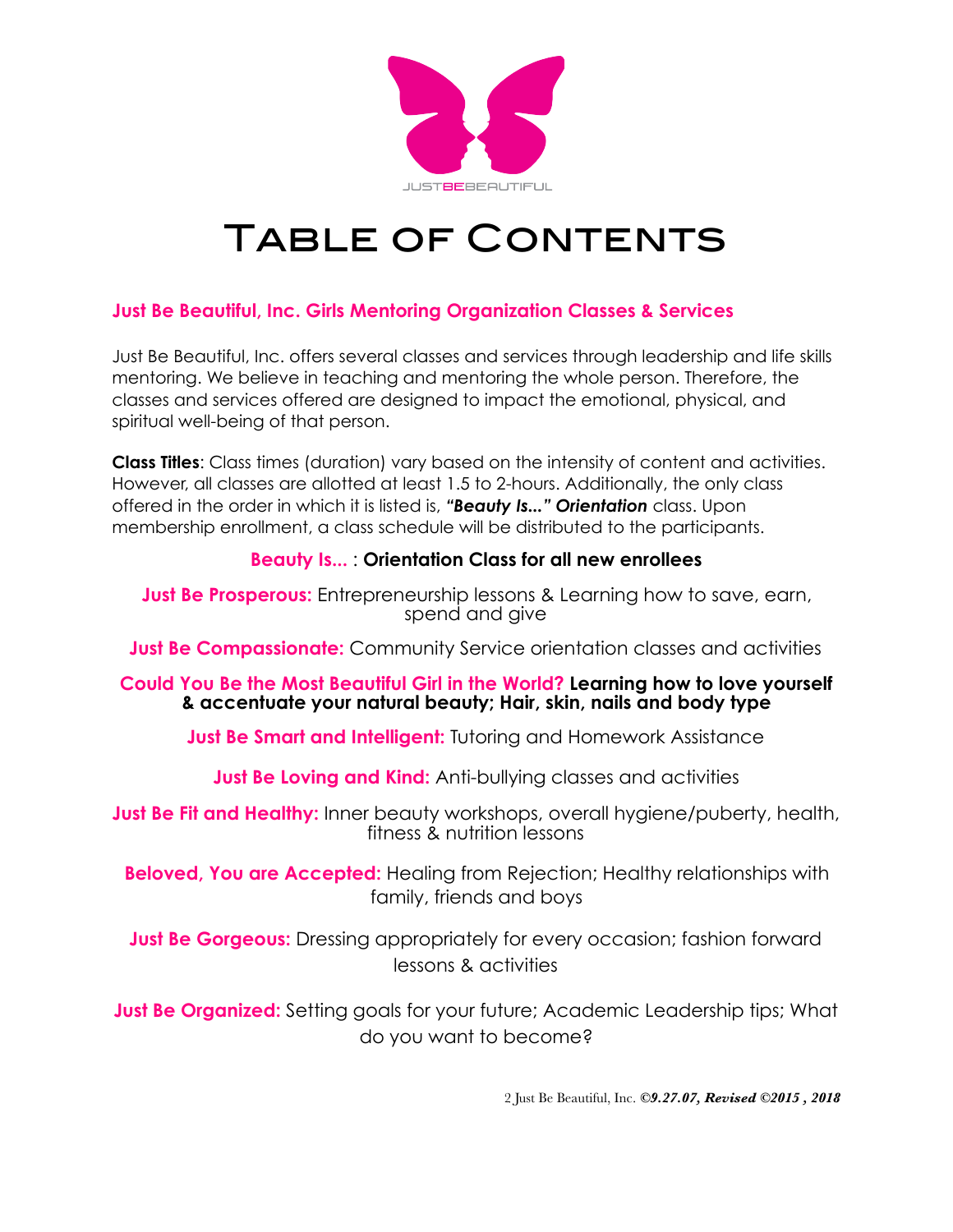JUSTBEBEAUTIFUL

# Table of Contents

## Just Be Beautiful, Inc. Girls Mentoring Organization Classes & Services

Just Be Beautiful, Inc. offers several classes and services through leadership and life skills mentoring. We believe in teaching and mentoring the whole person. Therefore, the classes and services offered are designed to impact the emotional, physical, and spiritual well-being of that person.

**Class Titles**: Class times (duration) vary based on the intensity of content and activities. However, all classes are allotted at least 1.5 to 2-hours. Additionally, the only class offered in the order in which it is listed is, ***"Beauty Is..." Orientation*** class. Upon membership enrollment, a class schedule will be distributed to the participants.

**Beauty Is...** : **Orientation Class for all new enrollees**

**Just Be Prosperous:** Entrepreneurship lessons & Learning how to save, earn, spend and give

**Just Be Compassionate:** Community Service orientation classes and activities

**Could You Be the Most Beautiful Girl in the World? Learning how to love yourself & accentuate your natural beauty; Hair, skin, nails and body type**

**Just Be Smart and Intelligent:** Tutoring and Homework Assistance

**Just Be Loving and Kind:** Anti-bullying classes and activities

**Just Be Fit and Healthy:** Inner beauty workshops, overall hygiene/puberty, health, fitness & nutrition lessons

**Beloved, You are Accepted:** Healing from Rejection; Healthy relationships with family, friends and boys

**Just Be Gorgeous:** Dressing appropriately for every occasion; fashion forward lessons & activities

**Just Be Organized:** Setting goals for your future; Academic Leadership tips; What do you want to become?

Just Be Beautiful, Inc. ***©9.27.07, Revised ©2015 , 2018***